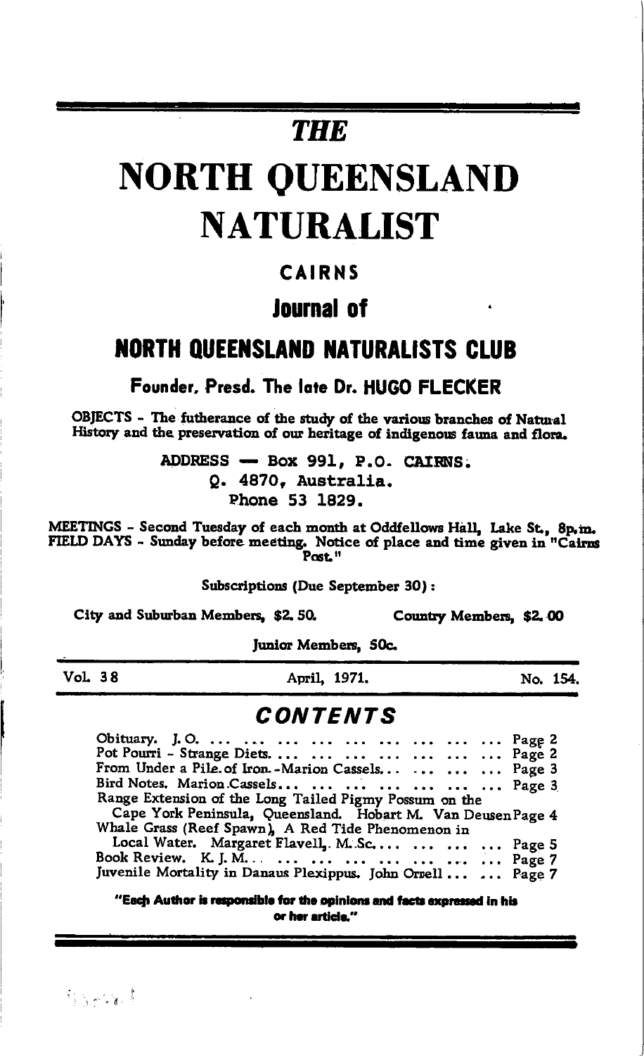# THE

# NORTH QUEENSLAND NATURALIST

## CAIRNS

## Journal of

## NORTH QUEENSLAND NATURALISTS CLUB

**Founder, Presd. The late Dr. HUGO FLECKER**

OBJECTS - The futherance of the study of the various branches of Natural History and the preservation of our heritage of indigenous fauna and flora.

ADDRESS — Box 991, P.O. CAIRNS.
Q. 4870, Australia.
Phone 53 1829.

MEETINGS - Second Tuesday of each month at Oddfellows Hall, Lake St., 8p.m.
FIELD DAYS - Sunday before meeting. Notice of place and time given in "Cairns Post."

Subscriptions (Due September 30):

City and Suburban Members, $2.50. Country Members, $2.00

Junior Members, 50c.

Vol. 38 April, 1971. No. 154.

## CONTENTS

| | |
|---|---|
| Obituary. J. O. | Page 2 |
| Pot Pourri - Strange Diets. | Page 2 |
| From Under a Pile of Iron. -Marion Cassels. | Page 3 |
| Bird Notes. Marion Cassels | Page 3 |
| Range Extension of the Long Tailed Pigmy Possum on the Cape York Peninsula, Queensland. Hobart M. Van Deusen | Page 4 |
| Whale Grass (Reef Spawn), A Red Tide Phenomenon in Local Water. Margaret Flavell, M.Sc. | Page 5 |
| Book Review. K. J. M. | Page 7 |
| Juvenile Mortality in Danaus Plexippus. John Orrell | Page 7 |

**"Each Author is responsible for the opinions and facts expressed in his or her article."**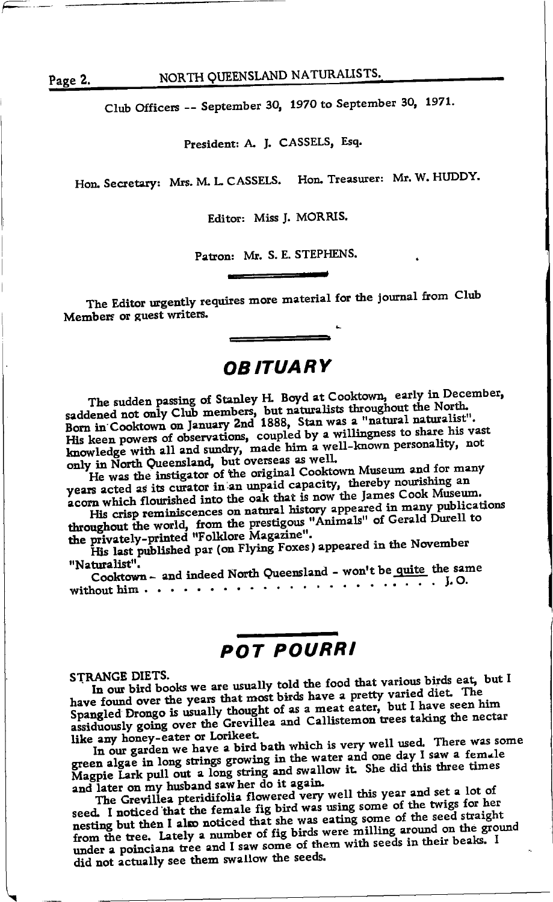Club Officers -- September 30, 1970 to September 30, 1971.

President: A. J. CASSELS, Esq.

Hon. Secretary: Mrs. M. L. CASSELS. Hon. Treasurer: Mr. W. HUDDY.

Editor: Miss J. MORRIS.

Patron: Mr. S. E. STEPHENS.

The Editor urgently requires more material for the journal from Club Members or guest writers.

## OBITUARY

The sudden passing of Stanley H. Boyd at Cooktown, early in December, saddened not only Club members, but naturalists throughout the North. Born in Cooktown on January 2nd 1888, Stan was a "natural naturalist". His keen powers of observations, coupled by a willingness to share his vast knowledge with all and sundry, made him a well-known personality, not only in North Queensland, but overseas as well.

He was the instigator of the original Cooktown Museum and for many years acted as its curator in an unpaid capacity, thereby nourishing an acorn which flourished into the oak that is now the James Cook Museum.

His crisp reminiscences on natural history appeared in many publications throughout the world, from the prestigous "Animals" of Gerald Durell to the privately-printed "Folklore Magazine".

His last published par (on Flying Foxes) appeared in the November "Naturalist".

Cooktown - and indeed North Queensland - won't be quite the same without him . . . . . . . . . . . . . . . . . . . . . . . J. O.

## POT POURRI

STRANGE DIETS.

In our bird books we are usually told the food that various birds eat, but I have found over the years that most birds have a pretty varied diet. The Spangled Drongo is usually thought of as a meat eater, but I have seen him assiduously going over the Grevillea and Callistemon trees taking the nectar like any honey-eater or Lorikeet.

In our garden we have a bird bath which is very well used. There was some green algae in long strings growing in the water and one day I saw a female Magpie Lark pull out a long string and swallow it. She did this three times and later on my husband saw her do it again.

The Grevillea pteridifolia flowered very well this year and set a lot of seed. I noticed that the female fig bird was using some of the twigs for her nesting but then I also noticed that she was eating some of the seed straight from the tree. Lately a number of fig birds were milling around on the ground under a poinciana tree and I saw some of them with seeds in their beaks. I did not actually see them swallow the seeds.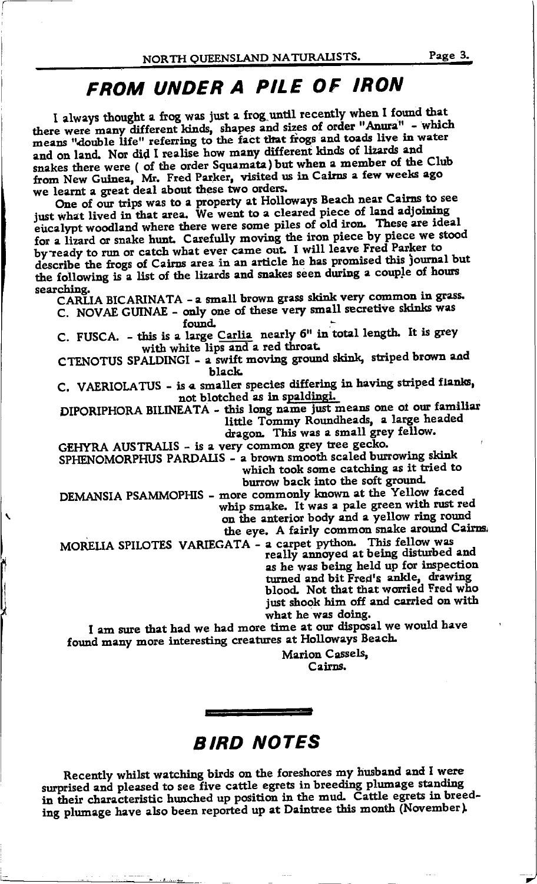# FROM UNDER A PILE OF IRON

I always thought a frog was just a frog until recently when I found that there were many different kinds, shapes and sizes of order "Anura" - which means "double life" referring to the fact that frogs and toads live in water and on land. Nor did I realise how many different kinds of lizards and snakes there were ( of the order Squamata) but when a member of the Club from New Guinea, Mr. Fred Parker, visited us in Cairns a few weeks ago we learnt a great deal about these two orders.

One of our trips was to a property at Holloways Beach near Cairns to see just what lived in that area. We went to a cleared piece of land adjoining eucalypt woodland where there were some piles of old iron. These are ideal for a lizard or snake hunt. Carefully moving the iron piece by piece we stood by ready to run or catch what ever came out. I will leave Fred Parker to describe the frogs of Cairns area in an article he has promised this journal but the following is a list of the lizards and snakes seen during a couple of hours searching.

CARLIA BICARINATA - a small brown grass skink very common in grass.

C. NOVAE GUINAE - only one of these very small secretive skinks was found.

C. FUSCA. - this is a large <u>Carlia</u> nearly 6" in total length. It is grey with white lips and a red throat.

CTENOTUS SPALDINGI - a swift moving ground skink, striped brown and black.

C. VAERIOLATUS - is a smaller species differing in having striped flanks, not blotched as in <u>spaldingi.</u>

DIPORIPHORA BILINEATA - this long name just means one of our familiar little Tommy Roundheads, a large headed dragon. This was a small grey fellow.

GEHYRA AUSTRALIS - is a very common grey tree gecko.

SPHENOMORPHUS PARDALIS - a brown smooth scaled burrowing skink which took some catching as it tried to burrow back into the soft ground.

DEMANSIA PSAMMOPHIS - more commonly known at the Yellow faced whip smake. It was a pale green with rust red on the anterior body and a yellow ring round the eye. A fairly common snake around Cairns.

MORELIA SPILOTES VARIEGATA - a carpet python. This fellow was really annoyed at being disturbed and as he was being held up for inspection turned and bit Fred's ankle, drawing blood. Not that that worried Fred who just shook him off and carried on with what he was doing.

I am sure that had we had more time at our disposal we would have found many more interesting creatures at Holloways Beach.

Marion Cassels,
Cairns.

# BIRD NOTES

Recently whilst watching birds on the foreshores my husband and I were surprised and pleased to see five cattle egrets in breeding plumage standing in their characteristic hunched up position in the mud. Cattle egrets in breeding plumage have also been reported up at Daintree this month (November).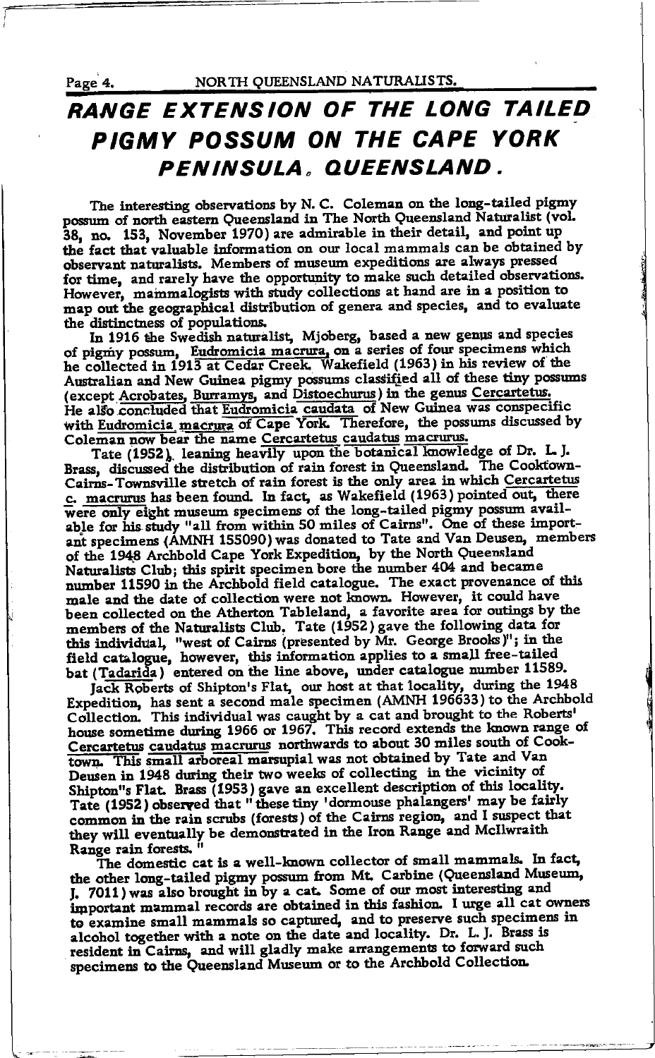# RANGE EXTENSION OF THE LONG TAILED PIGMY POSSUM ON THE CAPE YORK PENINSULA, QUEENSLAND.

The interesting observations by N. C. Coleman on the long-tailed pigmy possum of north eastern Queensland in The North Queensland Naturalist (vol. 38, no. 153, November 1970) are admirable in their detail, and point up the fact that valuable information on our local mammals can be obtained by observant naturalists. Members of museum expeditions are always pressed for time, and rarely have the opportunity to make such detailed observations. However, mammalogists with study collections at hand are in a position to map out the geographical distribution of genera and species, and to evaluate the distinctness of populations.

In 1916 the Swedish naturalist, Mjoberg, based a new genus and species of pigmy possum, Eudromicia macrura, on a series of four specimens which he collected in 1913 at Cedar Creek. Wakefield (1963) in his review of the Australian and New Guinea pigmy possums classified all of these tiny possums (except Acrobates, Burramys, and Distoechurus) in the genus Cercartetus. He also concluded that Eudromicia caudata of New Guinea was conspecific with Eudromicia macrura of Cape York. Therefore, the possums discussed by Coleman now bear the name Cercartetus caudatus macrurus.

Tate (1952), leaning heavily upon the botanical knowledge of Dr. L. J. Brass, discussed the distribution of rain forest in Queensland. The Cooktown-Cairns-Townsville stretch of rain forest is the only area in which Cercartetus c. macrurus has been found. In fact, as Wakefield (1963) pointed out, there were only eight museum specimens of the long-tailed pigmy possum available for his study "all from within 50 miles of Cairns". One of these important specimens (AMNH 155090) was donated to Tate and Van Deusen, members of the 1948 Archbold Cape York Expedition, by the North Queensland Naturalists Club; this spirit specimen bore the number 404 and became number 11590 in the Archbold field catalogue. The exact provenance of this male and the date of collection were not known. However, it could have been collected on the Atherton Tableland, a favorite area for outings by the members of the Naturalists Club. Tate (1952) gave the following data for this individual, "west of Cairns (presented by Mr. George Brooks)"; in the field catalogue, however, this information applies to a small free-tailed bat (Tadarida) entered on the line above, under catalogue number 11589.

Jack Roberts of Shipton's Flat, our host at that locality, during the 1948 Expedition, has sent a second male specimen (AMNH 196633) to the Archbold Collection. This individual was caught by a cat and brought to the Roberts' house sometime during 1966 or 1967. This record extends the known range of Cercartetus caudatus macrurus northwards to about 30 miles south of Cooktown. This small arboreal marsupial was not obtained by Tate and Van Deusen in 1948 during their two weeks of collecting in the vicinity of Shipton"s Flat. Brass (1953) gave an excellent description of this locality. Tate (1952) observed that " these tiny 'dormouse phalangers' may be fairly common in the rain scrubs (forests) of the Cairns region, and I suspect that they will eventually be demonstrated in the Iron Range and McIlwraith Range rain forests. "

The domestic cat is a well-known collector of small mammals. In fact, the other long-tailed pigmy possum from Mt. Carbine (Queensland Museum, J. 7011) was also brought in by a cat. Some of our most interesting and important mammal records are obtained in this fashion. I urge all cat owners to examine small mammals so captured, and to preserve such specimens in alcohol together with a note on the date and locality. Dr. L. J. Brass is resident in Cairns, and will gladly make arrangements to forward such specimens to the Queensland Museum or to the Archbold Collection.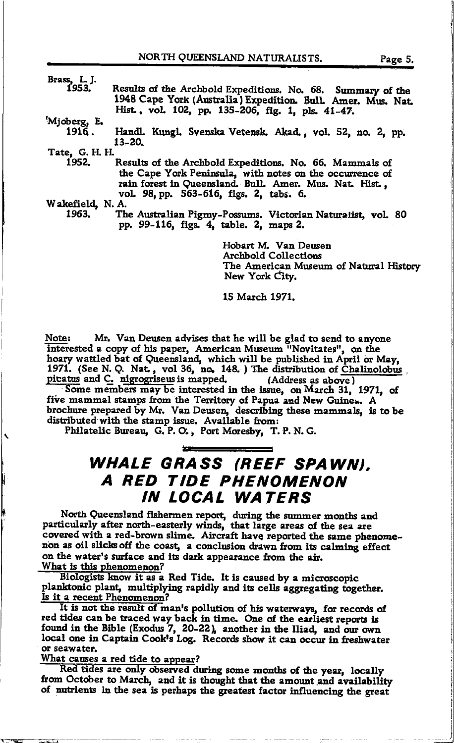Brass, L. J.
1953. Results of the Archbold Expeditions. No. 68. Summary of the 1948 Cape York (Australia) Expedition. Bull. Amer. Mus. Nat. Hist., vol. 102, pp. 135-206, fig. 1, pls. 41-47.

Mjoberg, E.
1916. Handl. Kungl. Svenska Vetensk. Akad., vol. 52, no. 2, pp. 13-20.

Tate, G. H. H.
1952. Results of the Archbold Expeditions. No. 66. Mammals of the Cape York Peninsula, with notes on the occurrence of rain forest in Queensland. Bull. Amer. Mus. Nat. Hist., vol. 98, pp. 563-616, figs. 2, tabs. 6.

Wakefield, N. A.
1963. The Australian Pigmy-Possums. Victorian Naturalist, vol. 80 pp. 99-116, figs. 4, table. 2, maps 2.

Hobart M. Van Deusen
Archbold Collections
The American Museum of Natural History
New York City.

15 March 1971.

Note: Mr. Van Deusen advises that he will be glad to send to anyone interested a copy of his paper, American Museum "Novitates", on the hoary wattled bat of Queensland, which will be published in April or May, 1971. (See N. Q. Nat., vol 36, no. 148.) The distribution of *Chalinolobus picatus* and *C. nigrogriseus* is mapped. (Address as above)

Some members may be interested in the issue, on March 31, 1971, of five mammal stamps from the Territory of Papua and New Guinea. A brochure prepared by Mr. Van Deusen, describing these mammals, is to be distributed with the stamp issue. Available from:
Philatelic Bureau, G. P. O., Port Moresby, T. P. N. G.

# WHALE GRASS (REEF SPAWN), A RED TIDE PHENOMENON IN LOCAL WATERS

North Queensland fishermen report, during the summer months and particularly after north-easterly winds, that large areas of the sea are covered with a red-brown slime. Aircraft have reported the same phenomenon as oil slicks off the coast, a conclusion drawn from its calming effect on the water's surface and its dark appearance from the air.

What is this phenomenon?

Biologists know it as a Red Tide. It is caused by a microscopic planktonic plant, multiplying rapidly and its cells aggregating together.

Is it a recent Phenomenon?

It is not the result of man's pollution of his waterways, for records of red tides can be traced way back in time. One of the earliest reports is found in the Bible (Exodus 7, 20-22), another in the Iliad, and our own local one in Captain Cook's Log. Records show it can occur in freshwater or seawater.

What causes a red tide to appear?

Red tides are only observed during some months of the year, locally from October to March, and it is thought that the amount and availability of nutrients in the sea is perhaps the greatest factor influencing the great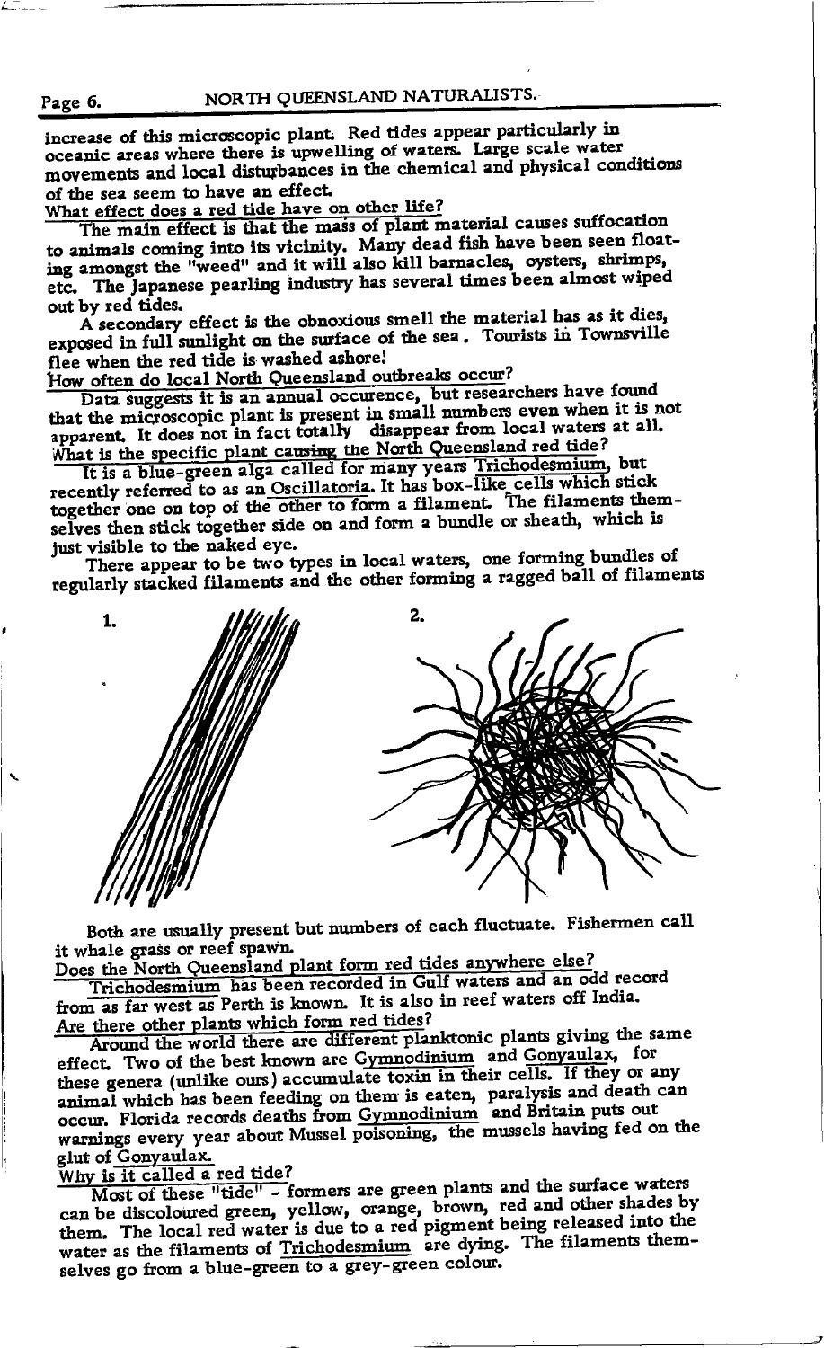increase of this microscopic plant. Red tides appear particularly in oceanic areas where there is upwelling of waters. Large scale water movements and local disturbances in the chemical and physical conditions of the sea seem to have an effect.

What effect does a red tide have on other life?

The main effect is that the mass of plant material causes suffocation to animals coming into its vicinity. Many dead fish have been seen floating amongst the "weed" and it will also kill barnacles, oysters, shrimps, etc. The Japanese pearling industry has several times been almost wiped out by red tides.

A secondary effect is the obnoxious smell the material has as it dies, exposed in full sunlight on the surface of the sea. Tourists in Townsville flee when the red tide is washed ashore!

How often do local North Queensland outbreaks occur?

Data suggests it is an annual occurence, but researchers have found that the microscopic plant is present in small numbers even when it is not apparent. It does not in fact totally disappear from local waters at all.

What is the specific plant causing the North Queensland red tide?

It is a blue-green alga called for many years Trichodesmium, but recently referred to as an Oscillatoria. It has box-like cells which stick together one on top of the other to form a filament. The filaments themselves then stick together side on and form a bundle or sheath, which is just visible to the naked eye.

There appear to be two types in local waters, one forming bundles of regularly stacked filaments and the other forming a ragged ball of filaments

1.

2.

Both are usually present but numbers of each fluctuate. Fishermen call it whale grass or reef spawn.

Does the North Queensland plant form red tides anywhere else?

Trichodesmium has been recorded in Gulf waters and an odd record from as far west as Perth is known. It is also in reef waters off India.

Are there other plants which form red tides?

Around the world there are different planktonic plants giving the same effect. Two of the best known are Gymnodinium and Gonyaulax, for these genera (unlike ours) accumulate toxin in their cells. If they or any animal which has been feeding on them is eaten, paralysis and death can occur. Florida records deaths from Gymnodinium and Britain puts out warnings every year about Mussel poisoning, the mussels having fed on the glut of Gonyaulax.

Why is it called a red tide?

Most of these "tide" - formers are green plants and the surface waters can be discoloured green, yellow, orange, brown, red and other shades by them. The local red water is due to a red pigment being released into the water as the filaments of Trichodesmium are dying. The filaments themselves go from a blue-green to a grey-green colour.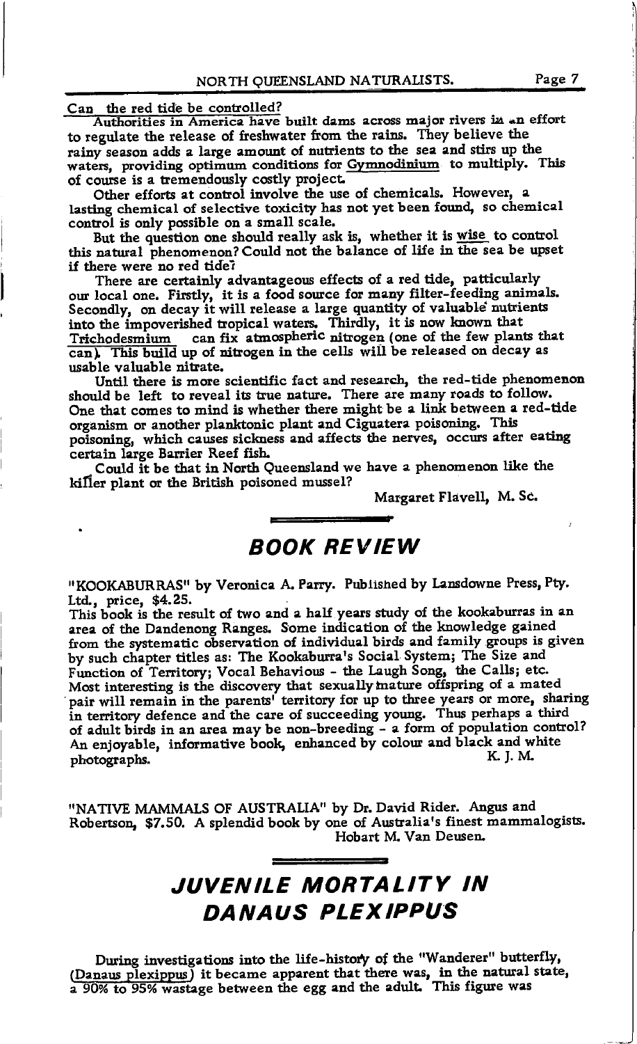Can the red tide be controlled?

Authorities in America have built dams across major rivers in an effort to regulate the release of freshwater from the rains. They believe the rainy season adds a large amount of nutrients to the sea and stirs up the waters, providing optimum conditions for Gymnodinium to multiply. This of course is a tremendously costly project.

Other efforts at control involve the use of chemicals. However, a lasting chemical of selective toxicity has not yet been found, so chemical control is only possible on a small scale.

But the question one should really ask is, whether it is wise to control this natural phenomenon? Could not the balance of life in the sea be upset if there were no red tide?

There are certainly advantageous effects of a red tide, patticularly our local one. Firstly, it is a food source for many filter-feeding animals. Secondly, on decay it will release a large quantity of valuable nutrients into the impoverished tropical waters. Thirdly, it is now known that Trichodesmium can fix atmospheric nitrogen (one of the few plants that can). This build up of nitrogen in the cells will be released on decay as usable valuable nitrate.

Until there is more scientific fact and research, the red-tide phenomenon should be left to reveal its true nature. There are many roads to follow. One that comes to mind is whether there might be a link between a red-tide organism or another planktonic plant and Ciguatera poisoning. This poisoning, which causes sickness and affects the nerves, occurs after eating certain large Barrier Reef fish.

Could it be that in North Queensland we have a phenomenon like the killer plant or the British poisoned mussel?

Margaret Flavell, M. Sc.

# BOOK REVIEW

"KOOKABURRAS" by Veronica A. Parry. Published by Lansdowne Press, Pty. Ltd., price, $4.25.

This book is the result of two and a half years study of the kookaburras in an area of the Dandenong Ranges. Some indication of the knowledge gained from the systematic observation of individual birds and family groups is given by such chapter titles as: The Kookaburra's Social System; The Size and Function of Territory; Vocal Behavious - the Laugh Song, the Calls; etc. Most interesting is the discovery that sexually mature offspring of a mated pair will remain in the parents' territory for up to three years or more, sharing in territory defence and the care of succeeding young. Thus perhaps a third of adult birds in an area may be non-breeding - a form of population control? An enjoyable, informative book, enhanced by colour and black and white photographs.

K. J. M.

"NATIVE MAMMALS OF AUSTRALIA" by Dr. David Rider. Angus and Robertson, $7.50. A splendid book by one of Australia's finest mammalogists.

Hobart M. Van Deusen.

# JUVENILE MORTALITY IN DANAUS PLEXIPPUS

During investigations into the life-history of the "Wanderer" butterfly, (Danaus plexippus) it became apparent that there was, in the natural state, a 90% to 95% wastage between the egg and the adult. This figure was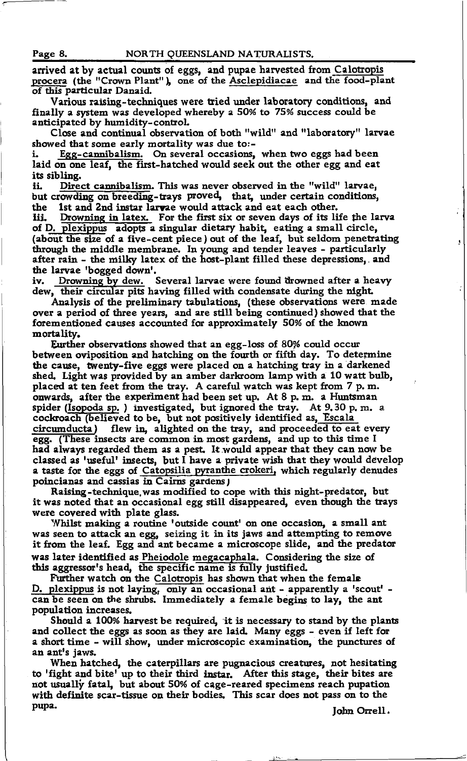arrived at by actual counts of eggs, and pupae harvested from Calotropis procera (the "Crown Plant"), one of the Asclepidiacae and the food-plant of this particular Danaid.

Various raising-techniques were tried under laboratory conditions, and finally a system was developed whereby a 50% to 75% success could be anticipated by humidity-control.

Close and continual observation of both "wild" and "laboratory" larvae showed that some early mortality was due to:-

i. Egg-cannibalism. On several occasions, when two eggs had been laid on one leaf, the first-hatched would seek out the other egg and eat its sibling.

ii. Direct cannibalism. This was never observed in the "wild" larvae, but crowding on breeding-trays proved, that, under certain conditions, the 1st and 2nd instar larvae would attack and eat each other.

iii. Drowning in latex. For the first six or seven days of its life the larva of D. plexippus adopts a singular dietary habit, eating a small circle, (about the size of a five-cent piece) out of the leaf, but seldom penetrating through the middle membrane. In young and tender leaves - particularly after rain - the milky latex of the host-plant filled these depressions, and the larvae 'bogged down'.

iv. Drowning by dew. Several larvae were found drowned after a heavy dew, their circular pits having filled with condensate during the night.

Analysis of the preliminary tabulations, (these observations were made over a period of three years, and are still being continued) showed that the forementioned causes accounted for approximately 50% of the known mortality.

Further observations showed that an egg-loss of 80% could occur between oviposition and hatching on the fourth or fifth day. To determine the cause, twenty-five eggs were placed on a hatching tray in a darkened shed. Light was provided by an amber darkroom lamp with a 10 watt bulb, placed at ten feet from the tray. A careful watch was kept from 7 p.m. onwards, after the experiment had been set up. At 8 p.m. a Huntsman spider (Isopoda sp.) investigated, but ignored the tray. At 9.30 p.m. a cockroach (believed to be, but not positively identified as, Escala circumducta) flew in, alighted on the tray, and proceeded to eat every egg. (These insects are common in most gardens, and up to this time I had always regarded them as a pest. It would appear that they can now be classed as 'useful' insects, but I have a private wish that they would develop a taste for the eggs of Catopsilia pyranthe crokeri, which regularly denudes poincianas and cassias in Cairns gardens)

Raising-technique was modified to cope with this night-predator, but it was noted that an occasional egg still disappeared, even though the trays were covered with plate glass.

Whilst making a routine 'outside count' on one occasion, a small ant was seen to attack an egg, seizing it in its jaws and attempting to remove it from the leaf. Egg and ant became a microscope slide, and the predator was later identified as Pheidole megacaphala. Considering the size of this aggressor's head, the specific name is fully justified.

Further watch on the Calotropis has shown that when the female D. plexippus is not laying, only an occasional ant - apparently a 'scout' - can be seen on the shrubs. Immediately a female begins to lay, the ant population increases.

Should a 100% harvest be required, it is necessary to stand by the plants and collect the eggs as soon as they are laid. Many eggs - even if left for a short time - will show, under microscopic examination, the punctures of an ant's jaws.

When hatched, the caterpillars are pugnacious creatures, not hesitating to 'fight and bite' up to their third instar. After this stage, their bites are not usually fatal, but about 50% of cage-reared specimens reach pupation with definite scar-tissue on their bodies. This scar does not pass on to the pupa.

John Orrell.